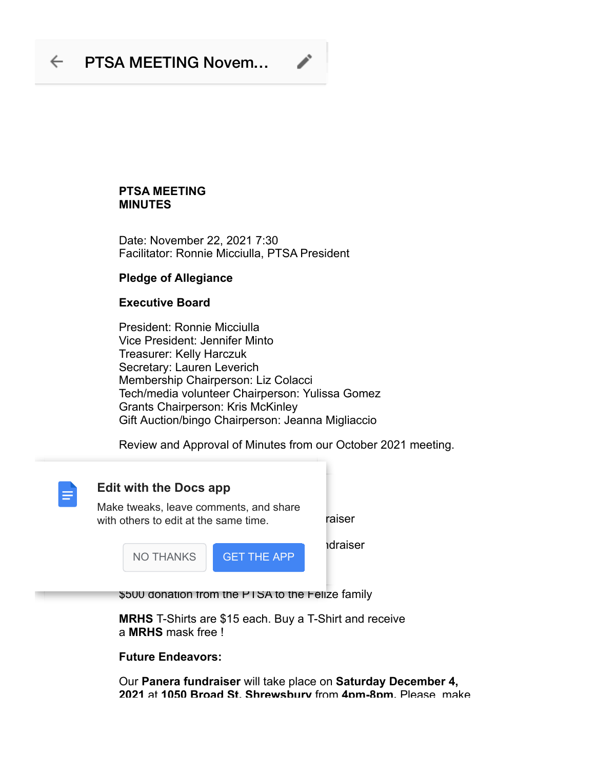**PTSA MEETING MINUTES**

Date: November 22, 2021 7:30
Facilitator: Ronnie Micciulla, PTSA President

**Pledge of Allegiance**

**Executive Board**

President: Ronnie Micciulla
Vice President: Jennifer Minto
Treasurer: Kelly Harczuk
Secretary: Lauren Leverich
Membership Chairperson: Liz Colacci
Tech/media volunteer Chairperson: Yulissa Gomez
Grants Chairperson: Kris McKinley
Gift Auction/bingo Chairperson: Jeanna Migliaccio

Review and Approval of Minutes from our October 2021 meeting.

raiser

ndraiser

$500 donation from the PTSA to the Felize family

**MRHS** T-Shirts are $15 each. Buy a T-Shirt and receive a **MRHS** mask free !

**Future Endeavors:**

Our **Panera fundraiser** will take place on **Saturday December 4, 2021** at **1050 Broad St. Shrewsbury** from **4pm-8pm**. Please make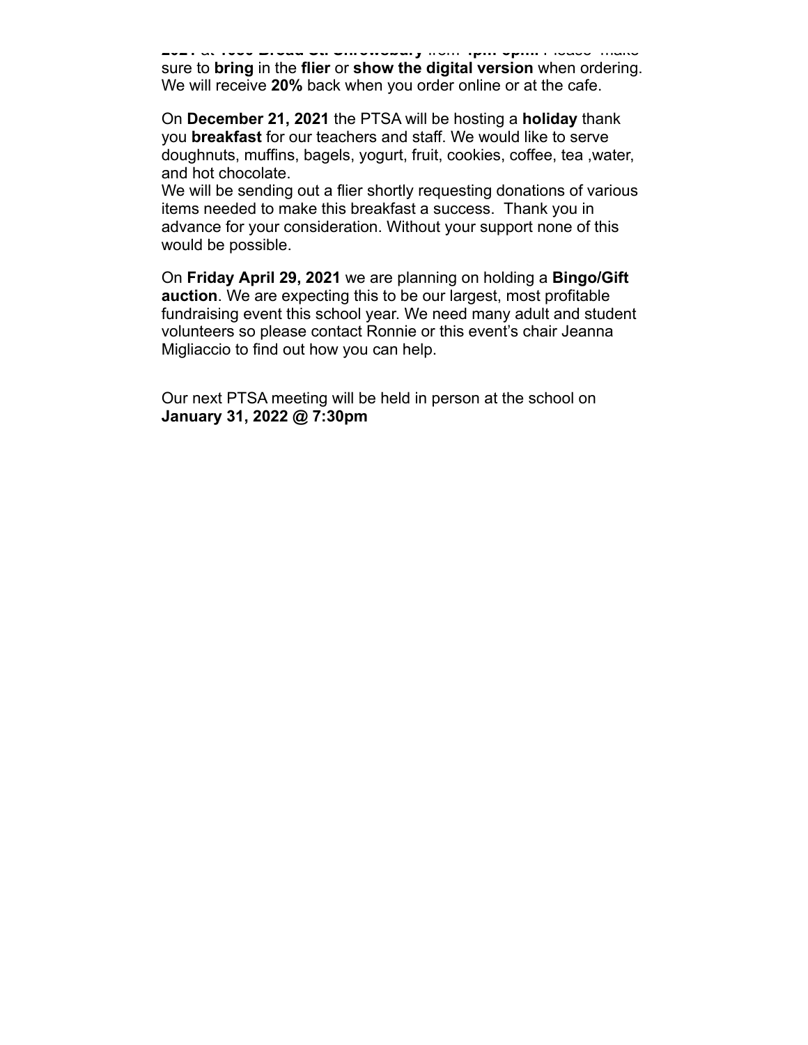**2021** at **1050 Broad St. Shrewsbury** from **4pm-8pm.** Please make sure to **bring** in the **flier** or **show the digital version** when ordering. We will receive **20%** back when you order online or at the cafe.

On **December 21, 2021** the PTSA will be hosting a **holiday** thank you **breakfast** for our teachers and staff. We would like to serve doughnuts, muffins, bagels, yogurt, fruit, cookies, coffee, tea ,water, and hot chocolate.
We will be sending out a flier shortly requesting donations of various items needed to make this breakfast a success. Thank you in advance for your consideration. Without your support none of this would be possible.

On **Friday April 29, 2021** we are planning on holding a **Bingo/Gift auction**. We are expecting this to be our largest, most profitable fundraising event this school year. We need many adult and student volunteers so please contact Ronnie or this event's chair Jeanna Migliaccio to find out how you can help.

Our next PTSA meeting will be held in person at the school on **January 31, 2022 @ 7:30pm**